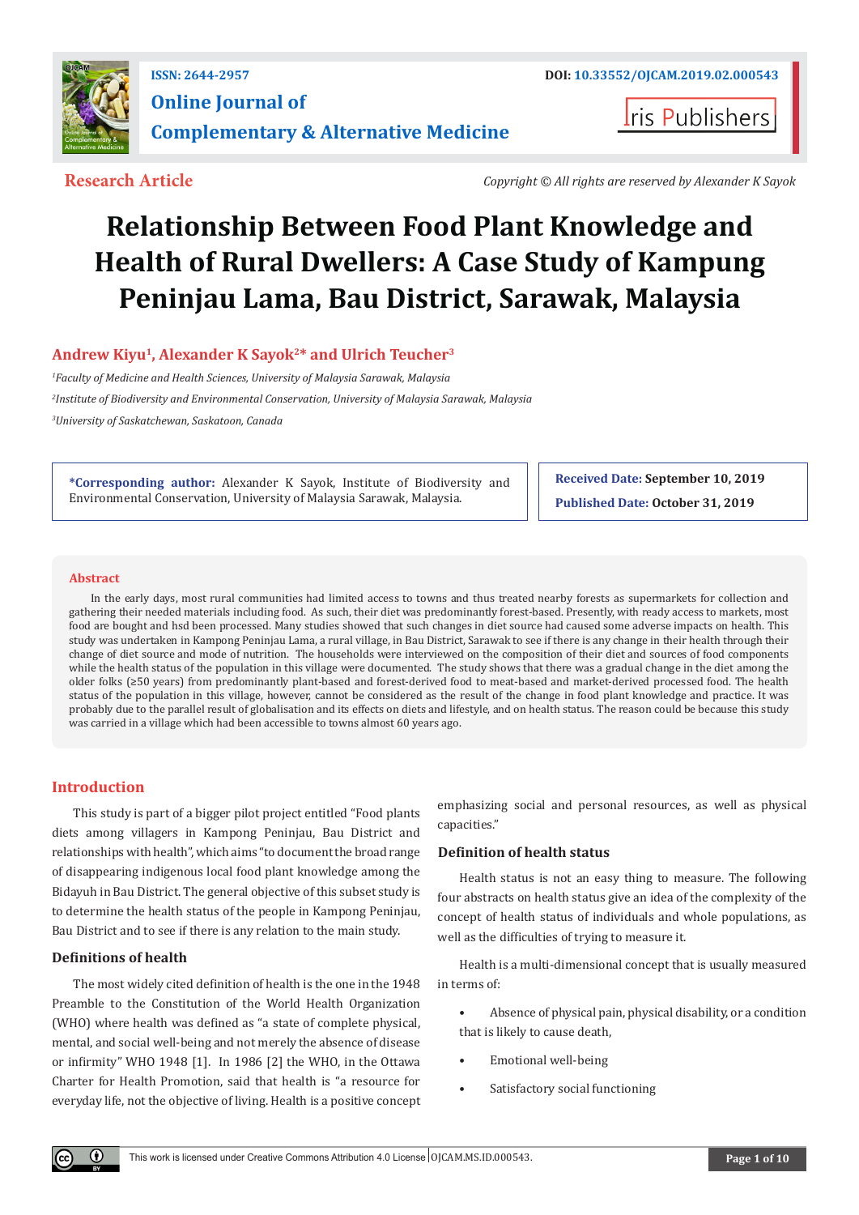ISSN: 2644-2957

DOI: 10.33552/OJCAM.2019.02.000543

**Online Journal of Complementary & Alternative Medicine**

Iris Publishers

**Research Article**

*Copyright © All rights are reserved by Alexander K Sayok*

# Relationship Between Food Plant Knowledge and Health of Rural Dwellers: A Case Study of Kampung Peninjau Lama, Bau District, Sarawak, Malaysia

**Andrew Kiyu[1], Alexander K Sayok[2]\* and Ulrich Teucher[3]**

*[1]Faculty of Medicine and Health Sciences, University of Malaysia Sarawak, Malaysia*

*[2]Institute of Biodiversity and Environmental Conservation, University of Malaysia Sarawak, Malaysia*

*[3]University of Saskatchewan, Saskatoon, Canada*

**\*Corresponding author:** Alexander K Sayok, Institute of Biodiversity and Environmental Conservation, University of Malaysia Sarawak, Malaysia.

**Received Date:** September 10, 2019

**Published Date:** October 31, 2019

## Abstract

In the early days, most rural communities had limited access to towns and thus treated nearby forests as supermarkets for collection and gathering their needed materials including food. As such, their diet was predominantly forest-based. Presently, with ready access to markets, most food are bought and hsd been processed. Many studies showed that such changes in diet source had caused some adverse impacts on health. This study was undertaken in Kampong Peninjau Lama, a rural village, in Bau District, Sarawak to see if there is any change in their health through their change of diet source and mode of nutrition. The households were interviewed on the composition of their diet and sources of food components while the health status of the population in this village were documented. The study shows that there was a gradual change in the diet among the older folks (≥50 years) from predominantly plant-based and forest-derived food to meat-based and market-derived processed food. The health status of the population in this village, however, cannot be considered as the result of the change in food plant knowledge and practice. It was probably due to the parallel result of globalisation and its effects on diets and lifestyle, and on health status. The reason could be because this study was carried in a village which had been accessible to towns almost 60 years ago.

## Introduction

This study is part of a bigger pilot project entitled "Food plants diets among villagers in Kampong Peninjau, Bau District and relationships with health", which aims "to document the broad range of disappearing indigenous local food plant knowledge among the Bidayuh in Bau District. The general objective of this subset study is to determine the health status of the people in Kampong Peninjau, Bau District and to see if there is any relation to the main study.

### Definitions of health

The most widely cited definition of health is the one in the 1948 Preamble to the Constitution of the World Health Organization (WHO) where health was defined as "a state of complete physical, mental, and social well-being and not merely the absence of disease or infirmity" WHO 1948 [1]. In 1986 [2] the WHO, in the Ottawa Charter for Health Promotion, said that health is "a resource for everyday life, not the objective of living. Health is a positive concept emphasizing social and personal resources, as well as physical capacities."

### Definition of health status

Health status is not an easy thing to measure. The following four abstracts on health status give an idea of the complexity of the concept of health status of individuals and whole populations, as well as the difficulties of trying to measure it.

Health is a multi-dimensional concept that is usually measured in terms of:

- Absence of physical pain, physical disability, or a condition that is likely to cause death,
- Emotional well-being
- Satisfactory social functioning

This work is licensed under Creative Commons Attribution 4.0 License OJCAM.MS.ID.000543.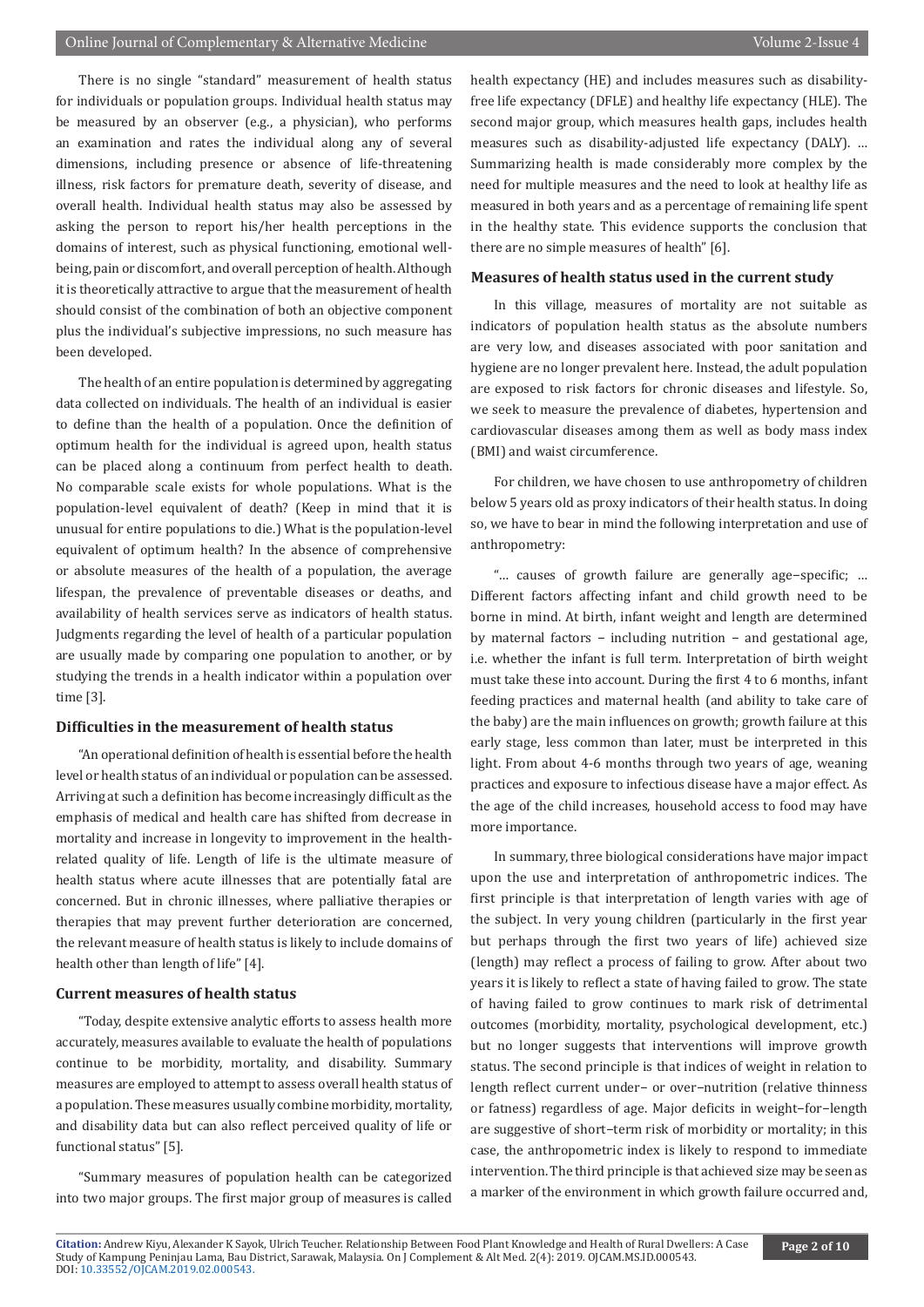There is no single "standard" measurement of health status for individuals or population groups. Individual health status may be measured by an observer (e.g., a physician), who performs an examination and rates the individual along any of several dimensions, including presence or absence of life-threatening illness, risk factors for premature death, severity of disease, and overall health. Individual health status may also be assessed by asking the person to report his/her health perceptions in the domains of interest, such as physical functioning, emotional well-being, pain or discomfort, and overall perception of health. Although it is theoretically attractive to argue that the measurement of health should consist of the combination of both an objective component plus the individual's subjective impressions, no such measure has been developed.

The health of an entire population is determined by aggregating data collected on individuals. The health of an individual is easier to define than the health of a population. Once the definition of optimum health for the individual is agreed upon, health status can be placed along a continuum from perfect health to death. No comparable scale exists for whole populations. What is the population-level equivalent of death? (Keep in mind that it is unusual for entire populations to die.) What is the population-level equivalent of optimum health? In the absence of comprehensive or absolute measures of the health of a population, the average lifespan, the prevalence of preventable diseases or deaths, and availability of health services serve as indicators of health status. Judgments regarding the level of health of a particular population are usually made by comparing one population to another, or by studying the trends in a health indicator within a population over time [3].

### Difficulties in the measurement of health status

"An operational definition of health is essential before the health level or health status of an individual or population can be assessed. Arriving at such a definition has become increasingly difficult as the emphasis of medical and health care has shifted from decrease in mortality and increase in longevity to improvement in the health-related quality of life. Length of life is the ultimate measure of health status where acute illnesses that are potentially fatal are concerned. But in chronic illnesses, where palliative therapies or therapies that may prevent further deterioration are concerned, the relevant measure of health status is likely to include domains of health other than length of life" [4].

### Current measures of health status

"Today, despite extensive analytic efforts to assess health more accurately, measures available to evaluate the health of populations continue to be morbidity, mortality, and disability. Summary measures are employed to attempt to assess overall health status of a population. These measures usually combine morbidity, mortality, and disability data but can also reflect perceived quality of life or functional status" [5].

"Summary measures of population health can be categorized into two major groups. The first major group of measures is called health expectancy (HE) and includes measures such as disability-free life expectancy (DFLE) and healthy life expectancy (HLE). The second major group, which measures health gaps, includes health measures such as disability-adjusted life expectancy (DALY). ... Summarizing health is made considerably more complex by the need for multiple measures and the need to look at healthy life as measured in both years and as a percentage of remaining life spent in the healthy state. This evidence supports the conclusion that there are no simple measures of health" [6].

### Measures of health status used in the current study

In this village, measures of mortality are not suitable as indicators of population health status as the absolute numbers are very low, and diseases associated with poor sanitation and hygiene are no longer prevalent here. Instead, the adult population are exposed to risk factors for chronic diseases and lifestyle. So, we seek to measure the prevalence of diabetes, hypertension and cardiovascular diseases among them as well as body mass index (BMI) and waist circumference.

For children, we have chosen to use anthropometry of children below 5 years old as proxy indicators of their health status. In doing so, we have to bear in mind the following interpretation and use of anthropometry:

"... causes of growth failure are generally age–specific; ... Different factors affecting infant and child growth need to be borne in mind. At birth, infant weight and length are determined by maternal factors – including nutrition – and gestational age, i.e. whether the infant is full term. Interpretation of birth weight must take these into account. During the first 4 to 6 months, infant feeding practices and maternal health (and ability to take care of the baby) are the main influences on growth; growth failure at this early stage, less common than later, must be interpreted in this light. From about 4-6 months through two years of age, weaning practices and exposure to infectious disease have a major effect. As the age of the child increases, household access to food may have more importance.

In summary, three biological considerations have major impact upon the use and interpretation of anthropometric indices. The first principle is that interpretation of length varies with age of the subject. In very young children (particularly in the first year but perhaps through the first two years of life) achieved size (length) may reflect a process of failing to grow. After about two years it is likely to reflect a state of having failed to grow. The state of having failed to grow continues to mark risk of detrimental outcomes (morbidity, mortality, psychological development, etc.) but no longer suggests that interventions will improve growth status. The second principle is that indices of weight in relation to length reflect current under– or over–nutrition (relative thinness or fatness) regardless of age. Major deficits in weight–for–length are suggestive of short–term risk of morbidity or mortality; in this case, the anthropometric index is likely to respond to immediate intervention. The third principle is that achieved size may be seen as a marker of the environment in which growth failure occurred and,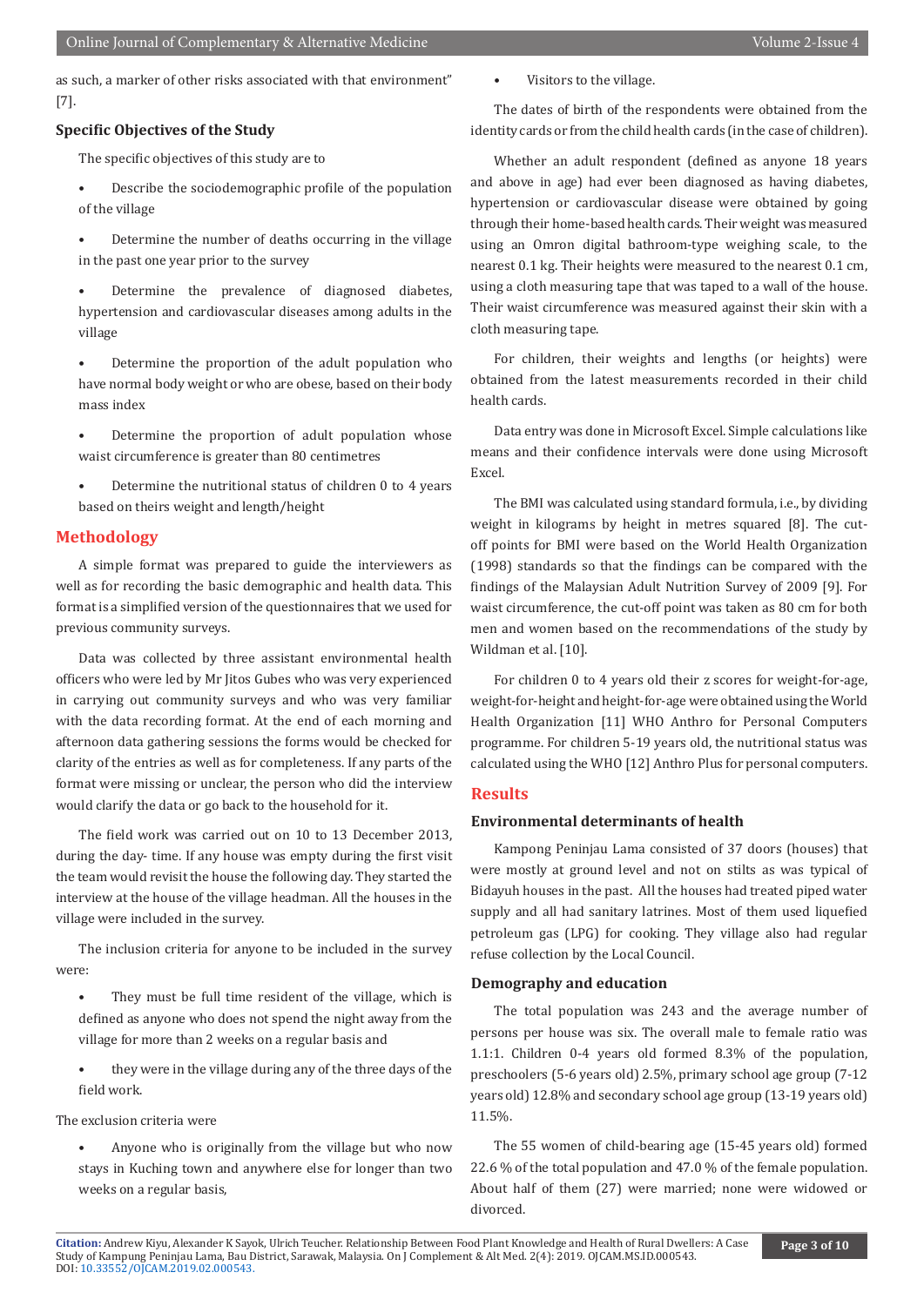as such, a marker of other risks associated with that environment" [7].

### Specific Objectives of the Study

The specific objectives of this study are to

- Describe the sociodemographic profile of the population of the village
- Determine the number of deaths occurring in the village in the past one year prior to the survey
- Determine the prevalence of diagnosed diabetes, hypertension and cardiovascular diseases among adults in the village
- Determine the proportion of the adult population who have normal body weight or who are obese, based on their body mass index
- Determine the proportion of adult population whose waist circumference is greater than 80 centimetres
- Determine the nutritional status of children 0 to 4 years based on theirs weight and length/height

## Methodology

A simple format was prepared to guide the interviewers as well as for recording the basic demographic and health data. This format is a simplified version of the questionnaires that we used for previous community surveys.

Data was collected by three assistant environmental health officers who were led by Mr Jitos Gubes who was very experienced in carrying out community surveys and who was very familiar with the data recording format. At the end of each morning and afternoon data gathering sessions the forms would be checked for clarity of the entries as well as for completeness. If any parts of the format were missing or unclear, the person who did the interview would clarify the data or go back to the household for it.

The field work was carried out on 10 to 13 December 2013, during the day- time. If any house was empty during the first visit the team would revisit the house the following day. They started the interview at the house of the village headman. All the houses in the village were included in the survey.

The inclusion criteria for anyone to be included in the survey were:

- They must be full time resident of the village, which is defined as anyone who does not spend the night away from the village for more than 2 weeks on a regular basis and
- they were in the village during any of the three days of the field work.

The exclusion criteria were

- Anyone who is originally from the village but who now stays in Kuching town and anywhere else for longer than two weeks on a regular basis,
- Visitors to the village.

The dates of birth of the respondents were obtained from the identity cards or from the child health cards (in the case of children).

Whether an adult respondent (defined as anyone 18 years and above in age) had ever been diagnosed as having diabetes, hypertension or cardiovascular disease were obtained by going through their home-based health cards. Their weight was measured using an Omron digital bathroom-type weighing scale, to the nearest 0.1 kg. Their heights were measured to the nearest 0.1 cm, using a cloth measuring tape that was taped to a wall of the house. Their waist circumference was measured against their skin with a cloth measuring tape.

For children, their weights and lengths (or heights) were obtained from the latest measurements recorded in their child health cards.

Data entry was done in Microsoft Excel. Simple calculations like means and their confidence intervals were done using Microsoft Excel.

The BMI was calculated using standard formula, i.e., by dividing weight in kilograms by height in metres squared [8]. The cut-off points for BMI were based on the World Health Organization (1998) standards so that the findings can be compared with the findings of the Malaysian Adult Nutrition Survey of 2009 [9]. For waist circumference, the cut-off point was taken as 80 cm for both men and women based on the recommendations of the study by Wildman et al. [10].

For children 0 to 4 years old their z scores for weight-for-age, weight-for-height and height-for-age were obtained using the World Health Organization [11] WHO Anthro for Personal Computers programme. For children 5-19 years old, the nutritional status was calculated using the WHO [12] Anthro Plus for personal computers.

## Results

### Environmental determinants of health

Kampong Peninjau Lama consisted of 37 doors (houses) that were mostly at ground level and not on stilts as was typical of Bidayuh houses in the past. All the houses had treated piped water supply and all had sanitary latrines. Most of them used liquefied petroleum gas (LPG) for cooking. They village also had regular refuse collection by the Local Council.

### Demography and education

The total population was 243 and the average number of persons per house was six. The overall male to female ratio was 1.1:1. Children 0-4 years old formed 8.3% of the population, preschoolers (5-6 years old) 2.5%, primary school age group (7-12 years old) 12.8% and secondary school age group (13-19 years old) 11.5%.

The 55 women of child-bearing age (15-45 years old) formed 22.6 % of the total population and 47.0 % of the female population. About half of them (27) were married; none were widowed or divorced.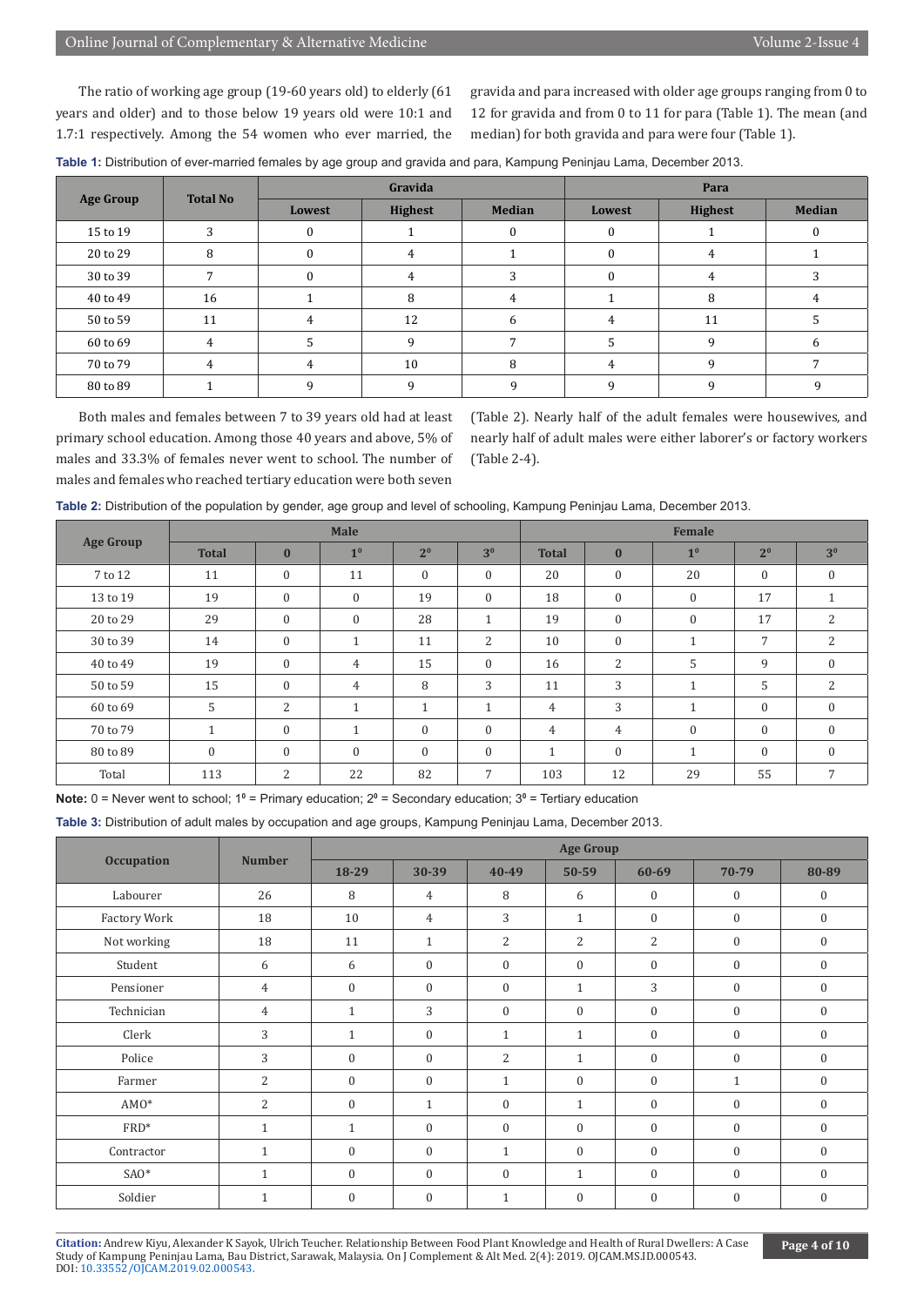The ratio of working age group (19-60 years old) to elderly (61 years and older) and to those below 19 years old were 10:1 and 1.7:1 respectively. Among the 54 women who ever married, the gravida and para increased with older age groups ranging from 0 to 12 for gravida and from 0 to 11 for para (Table 1). The mean (and median) for both gravida and para were four (Table 1).

**Table 1:** Distribution of ever-married females by age group and gravida and para, Kampung Peninjau Lama, December 2013.

| Age Group | Total No | Gravida | | | Para | | |
|---|---|---|---|---|---|---|---|
| | | Lowest | Highest | Median | Lowest | Highest | Median |
| 15 to 19 | 3 | 0 | 1 | 0 | 0 | 1 | 0 |
| 20 to 29 | 8 | 0 | 4 | 1 | 0 | 4 | 1 |
| 30 to 39 | 7 | 0 | 4 | 3 | 0 | 4 | 3 |
| 40 to 49 | 16 | 1 | 8 | 4 | 1 | 8 | 4 |
| 50 to 59 | 11 | 4 | 12 | 6 | 4 | 11 | 5 |
| 60 to 69 | 4 | 5 | 9 | 7 | 5 | 9 | 6 |
| 70 to 79 | 4 | 4 | 10 | 8 | 4 | 9 | 7 |
| 80 to 89 | 1 | 9 | 9 | 9 | 9 | 9 | 9 |

Both males and females between 7 to 39 years old had at least primary school education. Among those 40 years and above, 5% of males and 33.3% of females never went to school. The number of males and females who reached tertiary education were both seven (Table 2). Nearly half of the adult females were housewives, and nearly half of adult males were either laborer's or factory workers (Table 2-4).

**Table 2:** Distribution of the population by gender, age group and level of schooling, Kampung Peninjau Lama, December 2013.

| Age Group | Male | | | | | Female | | | | |
|---|---|---|---|---|---|---|---|---|---|---|
| | Total | 0 | $1^0$ | $2^0$ | $3^0$ | Total | 0 | $1^0$ | $2^0$ | $3^0$ |
| 7 to 12 | 11 | 0 | 11 | 0 | 0 | 20 | 0 | 20 | 0 | 0 |
| 13 to 19 | 19 | 0 | 0 | 19 | 0 | 18 | 0 | 0 | 17 | 1 |
| 20 to 29 | 29 | 0 | 0 | 28 | 1 | 19 | 0 | 0 | 17 | 2 |
| 30 to 39 | 14 | 0 | 1 | 11 | 2 | 10 | 0 | 1 | 7 | 2 |
| 40 to 49 | 19 | 0 | 4 | 15 | 0 | 16 | 2 | 5 | 9 | 0 |
| 50 to 59 | 15 | 0 | 4 | 8 | 3 | 11 | 3 | 1 | 5 | 2 |
| 60 to 69 | 5 | 2 | 1 | 1 | 1 | 4 | 3 | 1 | 0 | 0 |
| 70 to 79 | 1 | 0 | 1 | 0 | 0 | 4 | 4 | 0 | 0 | 0 |
| 80 to 89 | 0 | 0 | 0 | 0 | 0 | 1 | 0 | 1 | 0 | 0 |
| Total | 113 | 2 | 22 | 82 | 7 | 103 | 12 | 29 | 55 | 7 |

**Note:** 0 = Never went to school; $1^0$ = Primary education; $2^0$ = Secondary education; $3^0$ = Tertiary education

**Table 3:** Distribution of adult males by occupation and age groups, Kampung Peninjau Lama, December 2013.

| Occupation | Number | Age Group | | | | | | |
|---|---|---|---|---|---|---|---|---|
| | | 18-29 | 30-39 | 40-49 | 50-59 | 60-69 | 70-79 | 80-89 |
| Labourer | 26 | 8 | 4 | 8 | 6 | 0 | 0 | 0 |
| Factory Work | 18 | 10 | 4 | 3 | 1 | 0 | 0 | 0 |
| Not working | 18 | 11 | 1 | 2 | 2 | 2 | 0 | 0 |
| Student | 6 | 6 | 0 | 0 | 0 | 0 | 0 | 0 |
| Pensioner | 4 | 0 | 0 | 0 | 1 | 3 | 0 | 0 |
| Technician | 4 | 1 | 3 | 0 | 0 | 0 | 0 | 0 |
| Clerk | 3 | 1 | 0 | 1 | 1 | 0 | 0 | 0 |
| Police | 3 | 0 | 0 | 2 | 1 | 0 | 0 | 0 |
| Farmer | 2 | 0 | 0 | 1 | 0 | 0 | 1 | 0 |
| AMO* | 2 | 0 | 1 | 0 | 1 | 0 | 0 | 0 |
| FRD* | 1 | 1 | 0 | 0 | 0 | 0 | 0 | 0 |
| Contractor | 1 | 0 | 0 | 1 | 0 | 0 | 0 | 0 |
| SAO* | 1 | 0 | 0 | 0 | 1 | 0 | 0 | 0 |
| Soldier | 1 | 0 | 0 | 1 | 0 | 0 | 0 | 0 |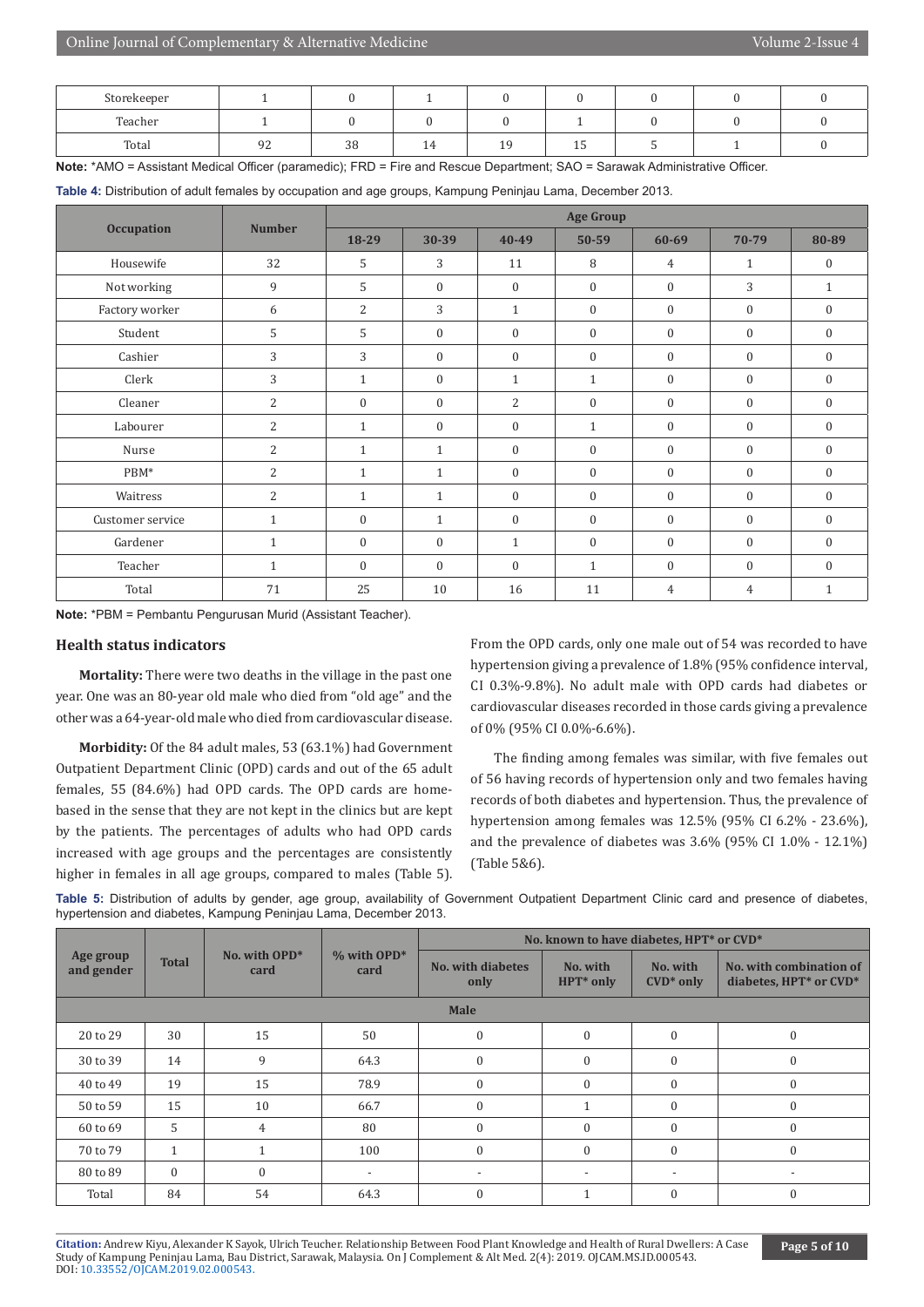| Storekeeper | 1 | 0 | 1 | 0 | 0 | 0 | 0 | 0 |
|---|---|---|---|---|---|---|---|---|
| Teacher | 1 | 0 | 0 | 0 | 1 | 0 | 0 | 0 |
| Total | 92 | 38 | 14 | 19 | 15 | 5 | 1 | 0 |

**Note:** *AMO = Assistant Medical Officer (paramedic); FRD = Fire and Rescue Department; SAO = Sarawak Administrative Officer.

**Table 4:** Distribution of adult females by occupation and age groups, Kampung Peninjau Lama, December 2013.

| Occupation | Number | Age Group | | | | | | |
|---|---|---|---|---|---|---|---|---|
| | | 18-29 | 30-39 | 40-49 | 50-59 | 60-69 | 70-79 | 80-89 |
| Housewife | 32 | 5 | 3 | 11 | 8 | 4 | 1 | 0 |
| Not working | 9 | 5 | 0 | 0 | 0 | 0 | 3 | 1 |
| Factory worker | 6 | 2 | 3 | 1 | 0 | 0 | 0 | 0 |
| Student | 5 | 5 | 0 | 0 | 0 | 0 | 0 | 0 |
| Cashier | 3 | 3 | 0 | 0 | 0 | 0 | 0 | 0 |
| Clerk | 3 | 1 | 0 | 1 | 1 | 0 | 0 | 0 |
| Cleaner | 2 | 0 | 0 | 2 | 0 | 0 | 0 | 0 |
| Labourer | 2 | 1 | 0 | 0 | 1 | 0 | 0 | 0 |
| Nurse | 2 | 1 | 1 | 0 | 0 | 0 | 0 | 0 |
| PBM* | 2 | 1 | 1 | 0 | 0 | 0 | 0 | 0 |
| Waitress | 2 | 1 | 1 | 0 | 0 | 0 | 0 | 0 |
| Customer service | 1 | 0 | 1 | 0 | 0 | 0 | 0 | 0 |
| Gardener | 1 | 0 | 0 | 1 | 0 | 0 | 0 | 0 |
| Teacher | 1 | 0 | 0 | 0 | 1 | 0 | 0 | 0 |
| Total | 71 | 25 | 10 | 16 | 11 | 4 | 4 | 1 |

**Note:** *PBM = Pembantu Pengurusan Murid (Assistant Teacher).

### Health status indicators

**Mortality:** There were two deaths in the village in the past one year. One was an 80-year old male who died from "old age" and the other was a 64-year-old male who died from cardiovascular disease.

**Morbidity:** Of the 84 adult males, 53 (63.1%) had Government Outpatient Department Clinic (OPD) cards and out of the 65 adult females, 55 (84.6%) had OPD cards. The OPD cards are home-based in the sense that they are not kept in the clinics but are kept by the patients. The percentages of adults who had OPD cards increased with age groups and the percentages are consistently higher in females in all age groups, compared to males (Table 5).

From the OPD cards, only one male out of 54 was recorded to have hypertension giving a prevalence of 1.8% (95% confidence interval, CI 0.3%-9.8%). No adult male with OPD cards had diabetes or cardiovascular diseases recorded in those cards giving a prevalence of 0% (95% CI 0.0%-6.6%).

The finding among females was similar, with five females out of 56 having records of hypertension only and two females having records of both diabetes and hypertension. Thus, the prevalence of hypertension among females was 12.5% (95% CI 6.2% - 23.6%), and the prevalence of diabetes was 3.6% (95% CI 1.0% - 12.1%) (Table 5&6).

**Table 5:** Distribution of adults by gender, age group, availability of Government Outpatient Department Clinic card and presence of diabetes, hypertension and diabetes, Kampung Peninjau Lama, December 2013.

| Age group and gender | Total | No. with OPD* card | % with OPD* card | No. known to have diabetes, HPT* or CVD* | | | |
|---|---|---|---|---|---|---|---|
| | | | | No. with diabetes only | No. with HPT* only | No. with CVD* only | No. with combination of diabetes, HPT* or CVD* |
| **Male** | | | | | | | |
| 20 to 29 | 30 | 15 | 50 | 0 | 0 | 0 | 0 |
| 30 to 39 | 14 | 9 | 64.3 | 0 | 0 | 0 | 0 |
| 40 to 49 | 19 | 15 | 78.9 | 0 | 0 | 0 | 0 |
| 50 to 59 | 15 | 10 | 66.7 | 0 | 1 | 0 | 0 |
| 60 to 69 | 5 | 4 | 80 | 0 | 0 | 0 | 0 |
| 70 to 79 | 1 | 1 | 100 | 0 | 0 | 0 | 0 |
| 80 to 89 | 0 | 0 | - | - | - | - | - |
| Total | 84 | 54 | 64.3 | 0 | 1 | 0 | 0 |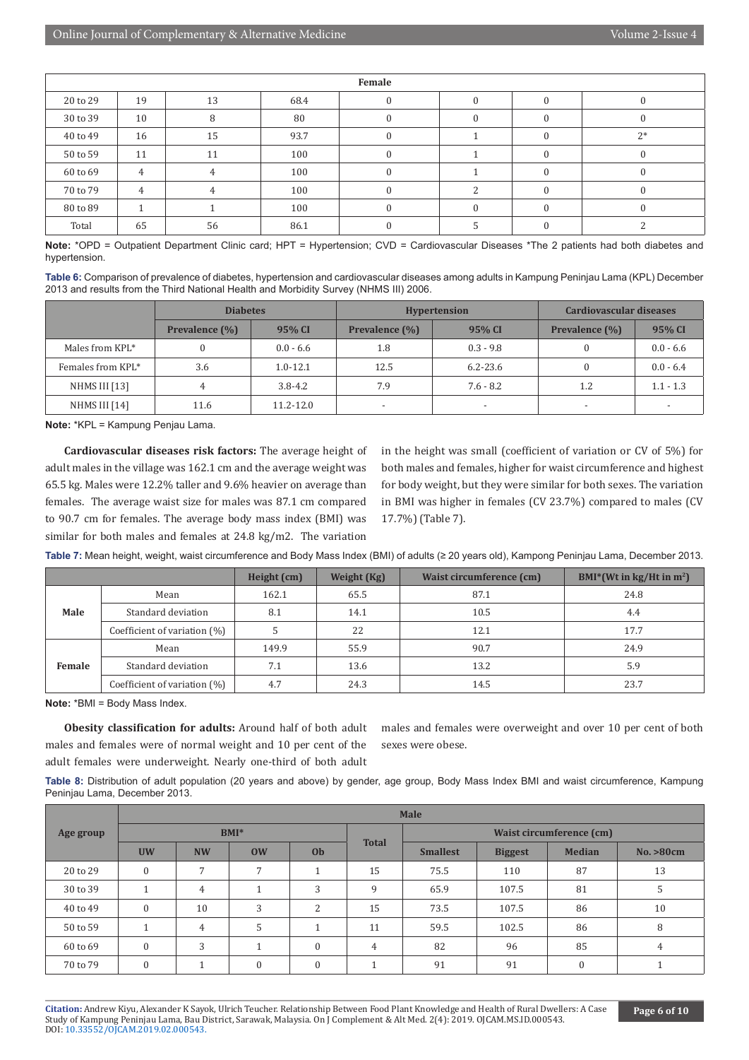| Female | | | | | | | |
|---|---|---|---|---|---|---|---|
| 20 to 29 | 19 | 13 | 68.4 | 0 | 0 | 0 | 0 |
| 30 to 39 | 10 | 8 | 80 | 0 | 0 | 0 | 0 |
| 40 to 49 | 16 | 15 | 93.7 | 0 | 1 | 0 | 2* |
| 50 to 59 | 11 | 11 | 100 | 0 | 1 | 0 | 0 |
| 60 to 69 | 4 | 4 | 100 | 0 | 1 | 0 | 0 |
| 70 to 79 | 4 | 4 | 100 | 0 | 2 | 0 | 0 |
| 80 to 89 | 1 | 1 | 100 | 0 | 0 | 0 | 0 |
| Total | 65 | 56 | 86.1 | 0 | 5 | 0 | 2 |

**Note:** *OPD = Outpatient Department Clinic card; HPT = Hypertension; CVD = Cardiovascular Diseases *The 2 patients had both diabetes and hypertension.

**Table 6:** Comparison of prevalence of diabetes, hypertension and cardiovascular diseases among adults in Kampung Peninjau Lama (KPL) December 2013 and results from the Third National Health and Morbidity Survey (NHMS III) 2006.

| | Diabetes | | Hypertension | | Cardiovascular diseases | |
|---|---|---|---|---|---|---|
| | Prevalence (%) | 95% CI | Prevalence (%) | 95% CI | Prevalence (%) | 95% CI |
| Males from KPL* | 0 | 0.0 - 6.6 | 1.8 | 0.3 - 9.8 | 0 | 0.0 - 6.6 |
| Females from KPL* | 3.6 | 1.0-12.1 | 12.5 | 6.2-23.6 | 0 | 0.0 - 6.4 |
| NHMS III [13] | 4 | 3.8-4.2 | 7.9 | 7.6 - 8.2 | 1.2 | 1.1 - 1.3 |
| NHMS III [14] | 11.6 | 11.2-12.0 | - | - | - | - |

**Note:** *KPL = Kampung Penjau Lama.

**Cardiovascular diseases risk factors:** The average height of adult males in the village was 162.1 cm and the average weight was 65.5 kg. Males were 12.2% taller and 9.6% heavier on average than females. The average waist size for males was 87.1 cm compared to 90.7 cm for females. The average body mass index (BMI) was similar for both males and females at 24.8 kg/m2. The variation in the height was small (coefficient of variation or CV of 5%) for both males and females, higher for waist circumference and highest for body weight, but they were similar for both sexes. The variation in BMI was higher in females (CV 23.7%) compared to males (CV 17.7%) (Table 7).

**Table 7:** Mean height, weight, waist circumference and Body Mass Index (BMI) of adults (≥ 20 years old), Kampong Peninjau Lama, December 2013.

| | | Height (cm) | Weight (Kg) | Waist circumference (cm) | BMI*(Wt in kg/Ht in $m^2$) |
|---|---|---|---|---|---|
| **Male** | Mean | 162.1 | 65.5 | 87.1 | 24.8 |
| | Standard deviation | 8.1 | 14.1 | 10.5 | 4.4 |
| | Coefficient of variation (%) | 5 | 22 | 12.1 | 17.7 |
| **Female** | Mean | 149.9 | 55.9 | 90.7 | 24.9 |
| | Standard deviation | 7.1 | 13.6 | 13.2 | 5.9 |
| | Coefficient of variation (%) | 4.7 | 24.3 | 14.5 | 23.7 |

**Note:** *BMI = Body Mass Index.

**Obesity classification for adults:** Around half of both adult males and females were of normal weight and 10 per cent of the adult females were underweight. Nearly one-third of both adult males and females were overweight and over 10 per cent of both sexes were obese.

**Table 8:** Distribution of adult population (20 years and above) by gender, age group, Body Mass Index BMI and waist circumference, Kampung Peninjau Lama, December 2013.

| Age group | Male | | | | | | | | |
|---|---|---|---|---|---|---|---|---|---|
| | BMI* | | | | Total | Waist circumference (cm) | | | |
| | UW | NW | OW | Ob | | Smallest | Biggest | Median | No. >80cm |
| 20 to 29 | 0 | 7 | 7 | 1 | 15 | 75.5 | 110 | 87 | 13 |
| 30 to 39 | 1 | 4 | 1 | 3 | 9 | 65.9 | 107.5 | 81 | 5 |
| 40 to 49 | 0 | 10 | 3 | 2 | 15 | 73.5 | 107.5 | 86 | 10 |
| 50 to 59 | 1 | 4 | 5 | 1 | 11 | 59.5 | 102.5 | 86 | 8 |
| 60 to 69 | 0 | 3 | 1 | 0 | 4 | 82 | 96 | 85 | 4 |
| 70 to 79 | 0 | 1 | 0 | 0 | 1 | 91 | 91 | 0 | 1 |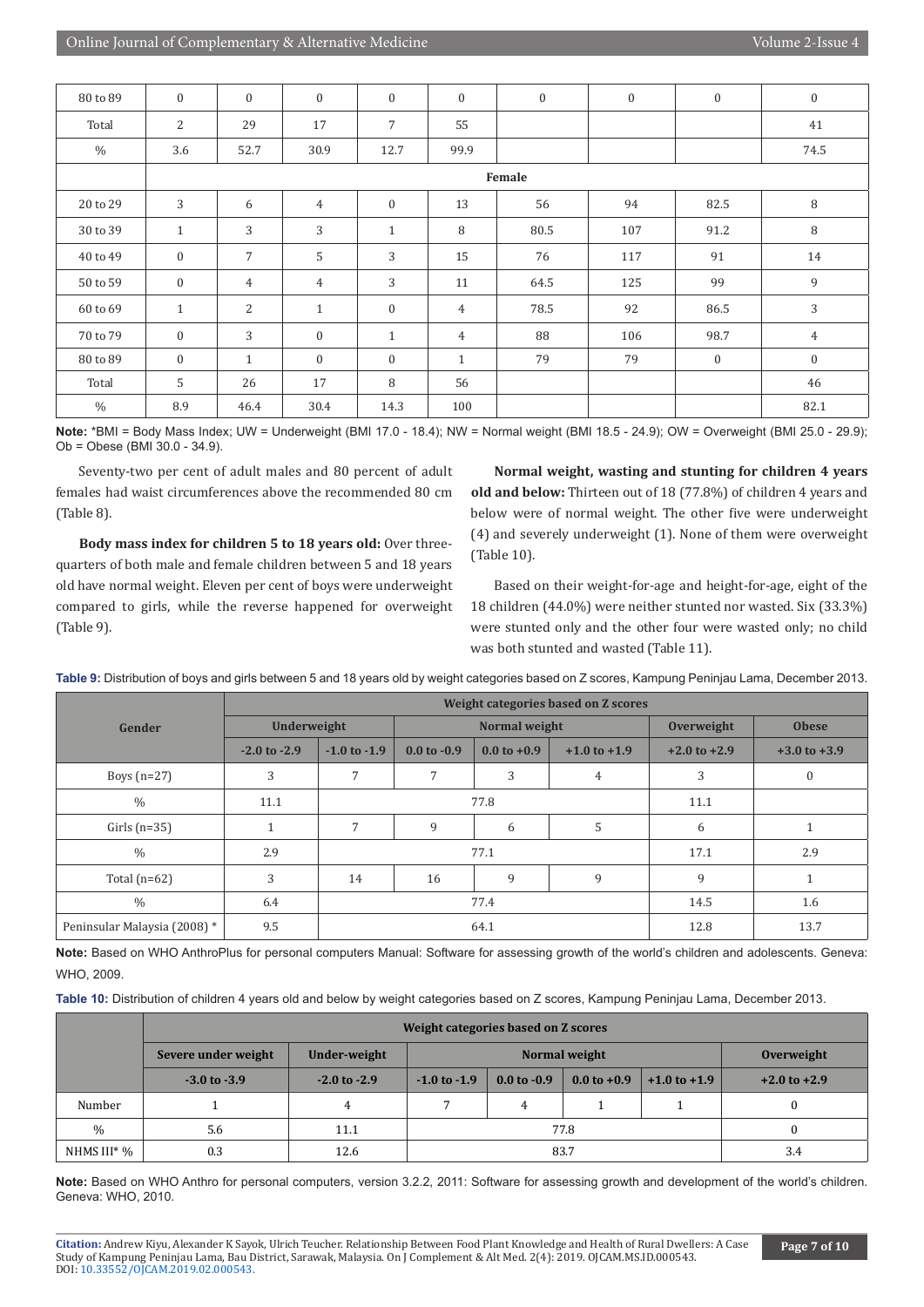| 80 to 89 | 0 | 0 | 0 | 0 | 0 | 0 | 0 | 0 | 0 |
|---|---|---|---|---|---|---|---|---|---|
| Total | 2 | 29 | 17 | 7 | 55 | | | | 41 |
| % | 3.6 | 52.7 | 30.9 | 12.7 | 99.9 | | | | 74.5 |
| | **Female** | | | | | | | | |
| 20 to 29 | 3 | 6 | 4 | 0 | 13 | 56 | 94 | 82.5 | 8 |
| 30 to 39 | 1 | 3 | 3 | 1 | 8 | 80.5 | 107 | 91.2 | 8 |
| 40 to 49 | 0 | 7 | 5 | 3 | 15 | 76 | 117 | 91 | 14 |
| 50 to 59 | 0 | 4 | 4 | 3 | 11 | 64.5 | 125 | 99 | 9 |
| 60 to 69 | 1 | 2 | 1 | 0 | 4 | 78.5 | 92 | 86.5 | 3 |
| 70 to 79 | 0 | 3 | 0 | 1 | 4 | 88 | 106 | 98.7 | 4 |
| 80 to 89 | 0 | 1 | 0 | 0 | 1 | 79 | 79 | 0 | 0 |
| Total | 5 | 26 | 17 | 8 | 56 | | | | 46 |
| % | 8.9 | 46.4 | 30.4 | 14.3 | 100 | | | | 82.1 |

**Note:** *BMI = Body Mass Index; UW = Underweight (BMI 17.0 - 18.4); NW = Normal weight (BMI 18.5 - 24.9); OW = Overweight (BMI 25.0 - 29.9); Ob = Obese (BMI 30.0 - 34.9).

Seventy-two per cent of adult males and 80 percent of adult females had waist circumferences above the recommended 80 cm (Table 8).

**Body mass index for children 5 to 18 years old:** Over three-quarters of both male and female children between 5 and 18 years old have normal weight. Eleven per cent of boys were underweight compared to girls, while the reverse happened for overweight (Table 9).

**Normal weight, wasting and stunting for children 4 years old and below:** Thirteen out of 18 (77.8%) of children 4 years and below were of normal weight. The other five were underweight (4) and severely underweight (1). None of them were overweight (Table 10).

Based on their weight-for-age and height-for-age, eight of the 18 children (44.0%) were neither stunted nor wasted. Six (33.3%) were stunted only and the other four were wasted only; no child was both stunted and wasted (Table 11).

**Table 9:** Distribution of boys and girls between 5 and 18 years old by weight categories based on Z scores, Kampung Peninjau Lama, December 2013.

| Gender | Weight categories based on Z scores | | | | | | |
|---|---|---|---|---|---|---|---|
| | Underweight | | Normal weight | | | Overweight | Obese |
| | -2.0 to -2.9 | -1.0 to -1.9 | 0.0 to -0.9 | 0.0 to +0.9 | +1.0 to +1.9 | +2.0 to +2.9 | +3.0 to +3.9 |
| Boys (n=27) | 3 | 7 | 7 | 3 | 4 | 3 | 0 |
| % | 11.1 | 77.8 | | | | 11.1 | |
| Girls (n=35) | 1 | 7 | 9 | 6 | 5 | 6 | 1 |
| % | 2.9 | 77.1 | | | | 17.1 | 2.9 |
| Total (n=62) | 3 | 14 | 16 | 9 | 9 | 9 | 1 |
| % | 6.4 | 77.4 | | | | 14.5 | 1.6 |
| Peninsular Malaysia (2008) * | 9.5 | 64.1 | | | | 12.8 | 13.7 |

**Note:** Based on WHO AnthroPlus for personal computers Manual: Software for assessing growth of the world's children and adolescents. Geneva: WHO, 2009.

**Table 10:** Distribution of children 4 years old and below by weight categories based on Z scores, Kampung Peninjau Lama, December 2013.

| | Weight categories based on Z scores | | | | | | |
|---|---|---|---|---|---|---|---|
| | Severe under weight | Under-weight | Normal weight | | | | Overweight |
| | -3.0 to -3.9 | -2.0 to -2.9 | -1.0 to -1.9 | 0.0 to -0.9 | 0.0 to +0.9 | +1.0 to +1.9 | +2.0 to +2.9 |
| Number | 1 | 4 | 7 | 4 | 1 | 1 | 0 |
| % | 5.6 | 11.1 | 77.8 | | | | 0 |
| NHMS III* % | 0.3 | 12.6 | 83.7 | | | | 3.4 |

**Note:** Based on WHO Anthro for personal computers, version 3.2.2, 2011: Software for assessing growth and development of the world's children. Geneva: WHO, 2010.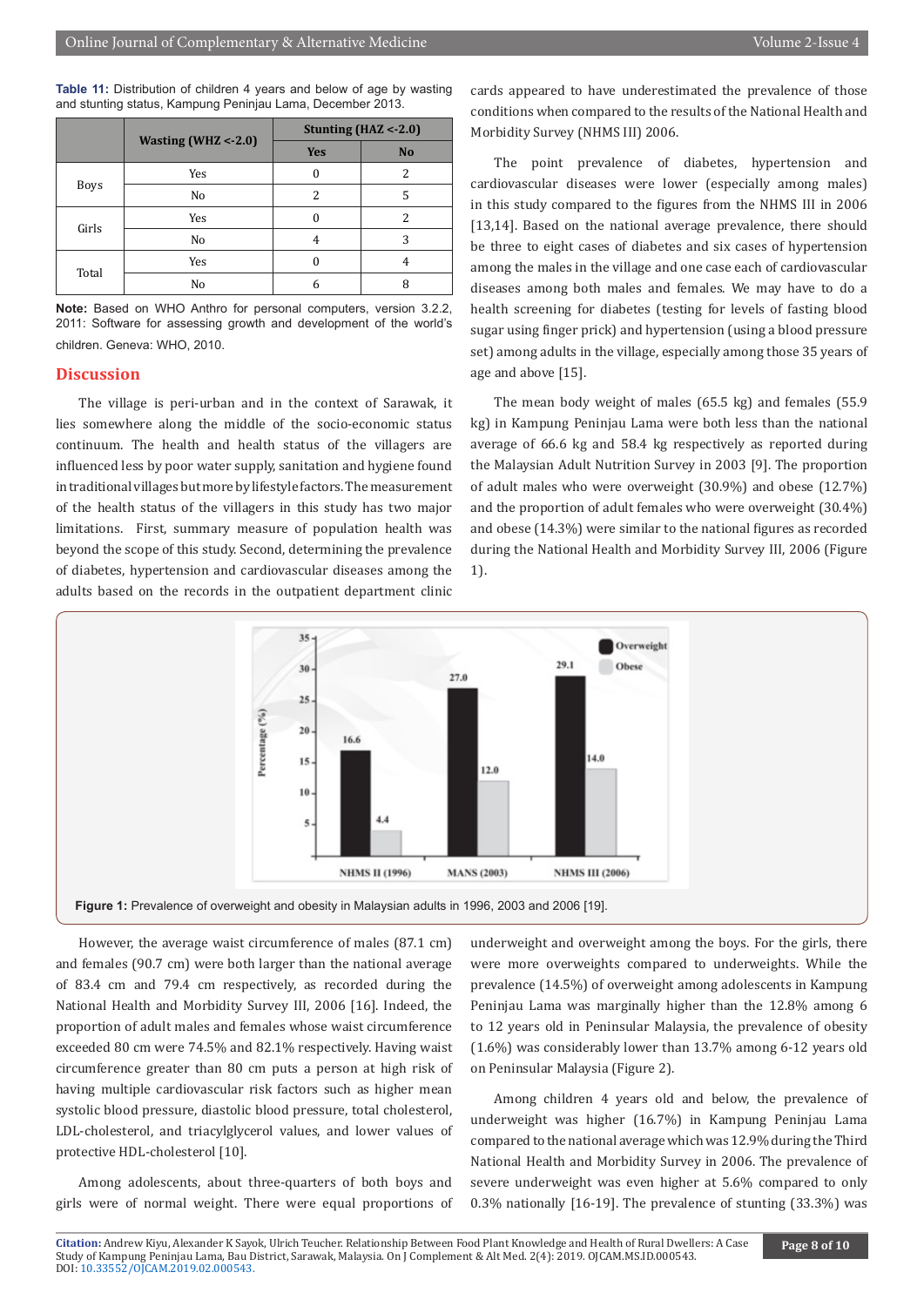**Table 11:** Distribution of children 4 years and below of age by wasting and stunting status, Kampung Peninjau Lama, December 2013.

| | Wasting (WHZ <-2.0) | Stunting (HAZ <-2.0) | |
|---|---|---|---|
| | | Yes | No |
| Boys | Yes | 0 | 2 |
| | No | 2 | 5 |
| Girls | Yes | 0 | 2 |
| | No | 4 | 3 |
| Total | Yes | 0 | 4 |
| | No | 6 | 8 |

**Note:** Based on WHO Anthro for personal computers, version 3.2.2, 2011: Software for assessing growth and development of the world's children. Geneva: WHO, 2010.

## Discussion

The village is peri-urban and in the context of Sarawak, it lies somewhere along the middle of the socio-economic status continuum. The health and health status of the villagers are influenced less by poor water supply, sanitation and hygiene found in traditional villages but more by lifestyle factors. The measurement of the health status of the villagers in this study has two major limitations. First, summary measure of population health was beyond the scope of this study. Second, determining the prevalence of diabetes, hypertension and cardiovascular diseases among the adults based on the records in the outpatient department clinic cards appeared to have underestimated the prevalence of those conditions when compared to the results of the National Health and Morbidity Survey (NHMS III) 2006.

The point prevalence of diabetes, hypertension and cardiovascular diseases were lower (especially among males) in this study compared to the figures from the NHMS III in 2006 [13,14]. Based on the national average prevalence, there should be three to eight cases of diabetes and six cases of hypertension among the males in the village and one case each of cardiovascular diseases among both males and females. We may have to do a health screening for diabetes (testing for levels of fasting blood sugar using finger prick) and hypertension (using a blood pressure set) among adults in the village, especially among those 35 years of age and above [15].

The mean body weight of males (65.5 kg) and females (55.9 kg) in Kampung Peninjau Lama were both less than the national average of 66.6 kg and 58.4 kg respectively as reported during the Malaysian Adult Nutrition Survey in 2003 [9]. The proportion of adult males who were overweight (30.9%) and obese (12.7%) and the proportion of adult females who were overweight (30.4%) and obese (14.3%) were similar to the national figures as recorded during the National Health and Morbidity Survey III, 2006 (Figure 1).

**Figure 1:** Prevalence of overweight and obesity in Malaysian adults in 1996, 2003 and 2006 [19].

However, the average waist circumference of males (87.1 cm) and females (90.7 cm) were both larger than the national average of 83.4 cm and 79.4 cm respectively, as recorded during the National Health and Morbidity Survey III, 2006 [16]. Indeed, the proportion of adult males and females whose waist circumference exceeded 80 cm were 74.5% and 82.1% respectively. Having waist circumference greater than 80 cm puts a person at high risk of having multiple cardiovascular risk factors such as higher mean systolic blood pressure, diastolic blood pressure, total cholesterol, LDL-cholesterol, and triacylglycerol values, and lower values of protective HDL-cholesterol [10].

Among adolescents, about three-quarters of both boys and girls were of normal weight. There were equal proportions of underweight and overweight among the boys. For the girls, there were more overweights compared to underweights. While the prevalence (14.5%) of overweight among adolescents in Kampung Peninjau Lama was marginally higher than the 12.8% among 6 to 12 years old in Peninsular Malaysia, the prevalence of obesity (1.6%) was considerably lower than 13.7% among 6-12 years old on Peninsular Malaysia (Figure 2).

Among children 4 years old and below, the prevalence of underweight was higher (16.7%) in Kampung Peninjau Lama compared to the national average which was 12.9% during the Third National Health and Morbidity Survey in 2006. The prevalence of severe underweight was even higher at 5.6% compared to only 0.3% nationally [16-19]. The prevalence of stunting (33.3%) was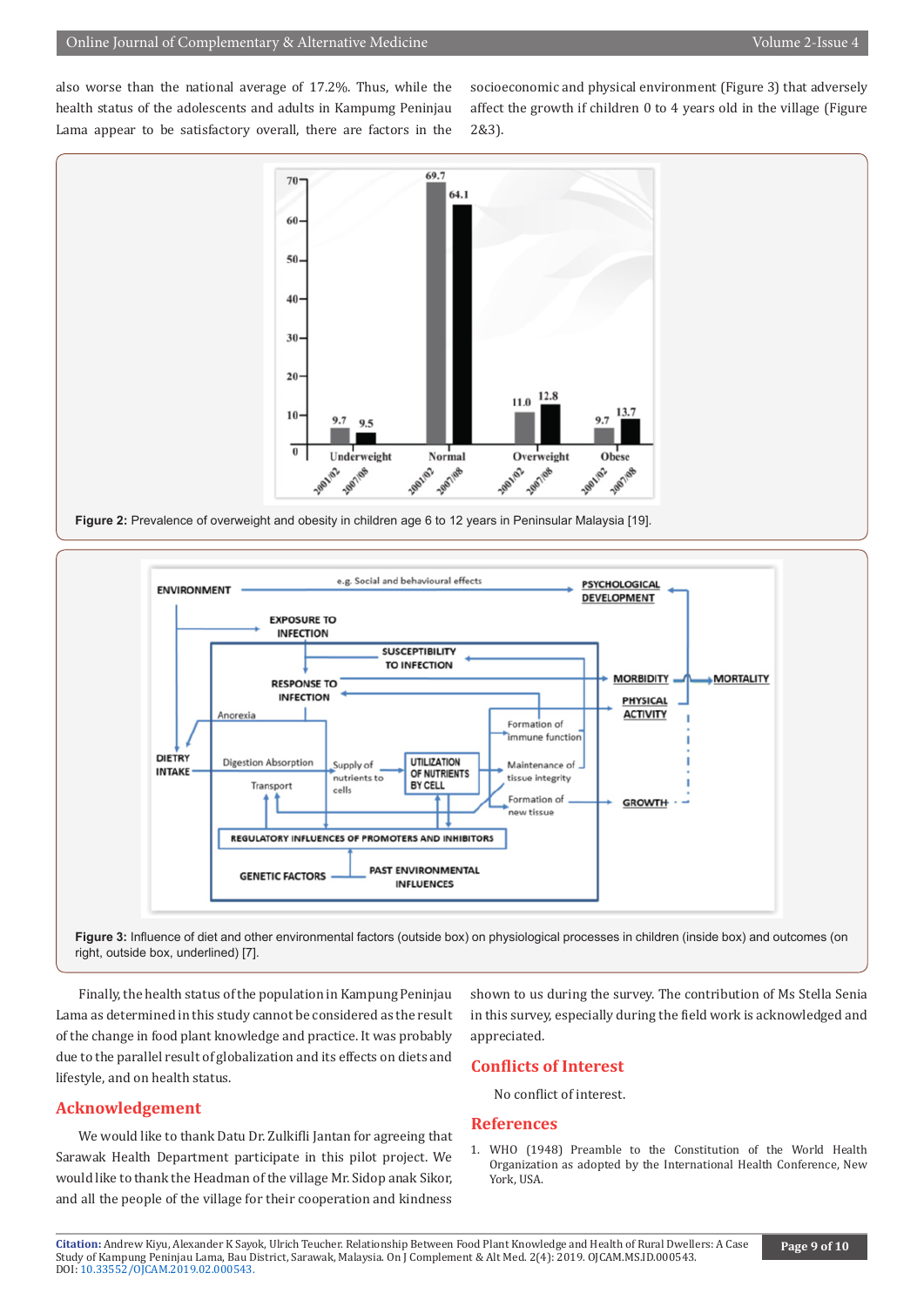also worse than the national average of 17.2%. Thus, while the health status of the adolescents and adults in Kampumg Peninjau Lama appear to be satisfactory overall, there are factors in the socioeconomic and physical environment (Figure 3) that adversely affect the growth if children 0 to 4 years old in the village (Figure 2&3).

**Figure 2:** Prevalence of overweight and obesity in children age 6 to 12 years in Peninsular Malaysia [19].

**Figure 3:** Influence of diet and other environmental factors (outside box) on physiological processes in children (inside box) and outcomes (on right, outside box, underlined) [7].

Finally, the health status of the population in Kampung Peninjau Lama as determined in this study cannot be considered as the result of the change in food plant knowledge and practice. It was probably due to the parallel result of globalization and its effects on diets and lifestyle, and on health status.

## Acknowledgement

We would like to thank Datu Dr. Zulkifli Jantan for agreeing that Sarawak Health Department participate in this pilot project. We would like to thank the Headman of the village Mr. Sidop anak Sikor, and all the people of the village for their cooperation and kindness shown to us during the survey. The contribution of Ms Stella Senia in this survey, especially during the field work is acknowledged and appreciated.

## Conflicts of Interest

No conflict of interest.

## References

1. WHO (1948) Preamble to the Constitution of the World Health Organization as adopted by the International Health Conference, New York, USA.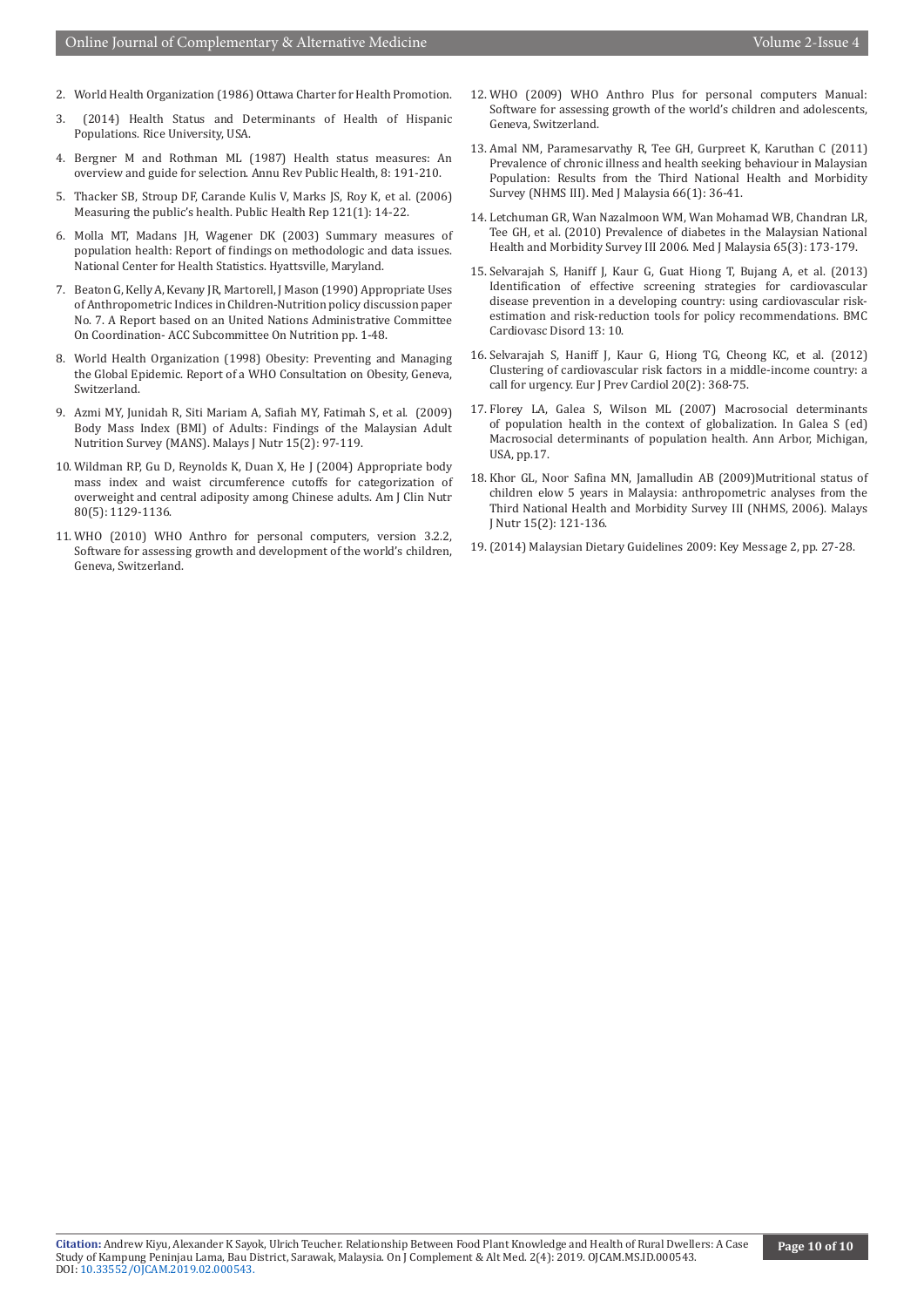2. World Health Organization (1986) Ottawa Charter for Health Promotion.
3. (2014) Health Status and Determinants of Health of Hispanic Populations. Rice University, USA.
4. Bergner M and Rothman ML (1987) Health status measures: An overview and guide for selection. Annu Rev Public Health, 8: 191-210.
5. Thacker SB, Stroup DF, Carande Kulis V, Marks JS, Roy K, et al. (2006) Measuring the public's health. Public Health Rep 121(1): 14-22.
6. Molla MT, Madans JH, Wagener DK (2003) Summary measures of population health: Report of findings on methodologic and data issues. National Center for Health Statistics. Hyattsville, Maryland.
7. Beaton G, Kelly A, Kevany JR, Martorell, J Mason (1990) Appropriate Uses of Anthropometric Indices in Children-Nutrition policy discussion paper No. 7. A Report based on an United Nations Administrative Committee On Coordination- ACC Subcommittee On Nutrition pp. 1-48.
8. World Health Organization (1998) Obesity: Preventing and Managing the Global Epidemic. Report of a WHO Consultation on Obesity, Geneva, Switzerland.
9. Azmi MY, Junidah R, Siti Mariam A, Safiah MY, Fatimah S, et al. (2009) Body Mass Index (BMI) of Adults: Findings of the Malaysian Adult Nutrition Survey (MANS). Malays J Nutr 15(2): 97-119.
10. Wildman RP, Gu D, Reynolds K, Duan X, He J (2004) Appropriate body mass index and waist circumference cutoffs for categorization of overweight and central adiposity among Chinese adults. Am J Clin Nutr 80(5): 1129-1136.
11. WHO (2010) WHO Anthro for personal computers, version 3.2.2, Software for assessing growth and development of the world's children, Geneva, Switzerland.
12. WHO (2009) WHO Anthro Plus for personal computers Manual: Software for assessing growth of the world's children and adolescents, Geneva, Switzerland.
13. Amal NM, Paramesarvathy R, Tee GH, Gurpreet K, Karuthan C (2011) Prevalence of chronic illness and health seeking behaviour in Malaysian Population: Results from the Third National Health and Morbidity Survey (NHMS III). Med J Malaysia 66(1): 36-41.
14. Letchuman GR, Wan Nazalmoon WM, Wan Mohamad WB, Chandran LR, Tee GH, et al. (2010) Prevalence of diabetes in the Malaysian National Health and Morbidity Survey III 2006. Med J Malaysia 65(3): 173-179.
15. Selvarajah S, Haniff J, Kaur G, Guat Hiong T, Bujang A, et al. (2013) Identification of effective screening strategies for cardiovascular disease prevention in a developing country: using cardiovascular risk-estimation and risk-reduction tools for policy recommendations. BMC Cardiovasc Disord 13: 10.
16. Selvarajah S, Haniff J, Kaur G, Hiong TG, Cheong KC, et al. (2012) Clustering of cardiovascular risk factors in a middle-income country: a call for urgency. Eur J Prev Cardiol 20(2): 368-75.
17. Florey LA, Galea S, Wilson ML (2007) Macrosocial determinants of population health in the context of globalization. In Galea S (ed) Macrosocial determinants of population health. Ann Arbor, Michigan, USA, pp.17.
18. Khor GL, Noor Safina MN, Jamalludin AB (2009)Mutritional status of children elow 5 years in Malaysia: anthropometric analyses from the Third National Health and Morbidity Survey III (NHMS, 2006). Malays J Nutr 15(2): 121-136.
19. (2014) Malaysian Dietary Guidelines 2009: Key Message 2, pp. 27-28.